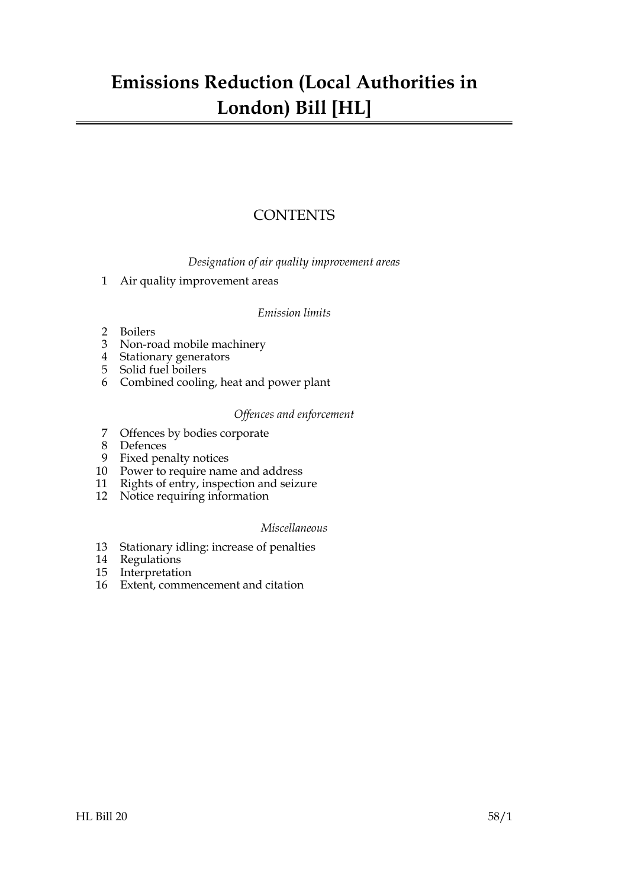# Emissions Reduction (Local Authorities in London) Bill [HL]

## CONTENTS

*Designation of air quality improvement areas*

1 Air quality improvement areas

*Emission limits*

2 Boilers
3 Non-road mobile machinery
4 Stationary generators
5 Solid fuel boilers
6 Combined cooling, heat and power plant

*Offences and enforcement*

7 Offences by bodies corporate
8 Defences
9 Fixed penalty notices
10 Power to require name and address
11 Rights of entry, inspection and seizure
12 Notice requiring information

*Miscellaneous*

13 Stationary idling: increase of penalties
14 Regulations
15 Interpretation
16 Extent, commencement and citation

HL Bill 20 58/1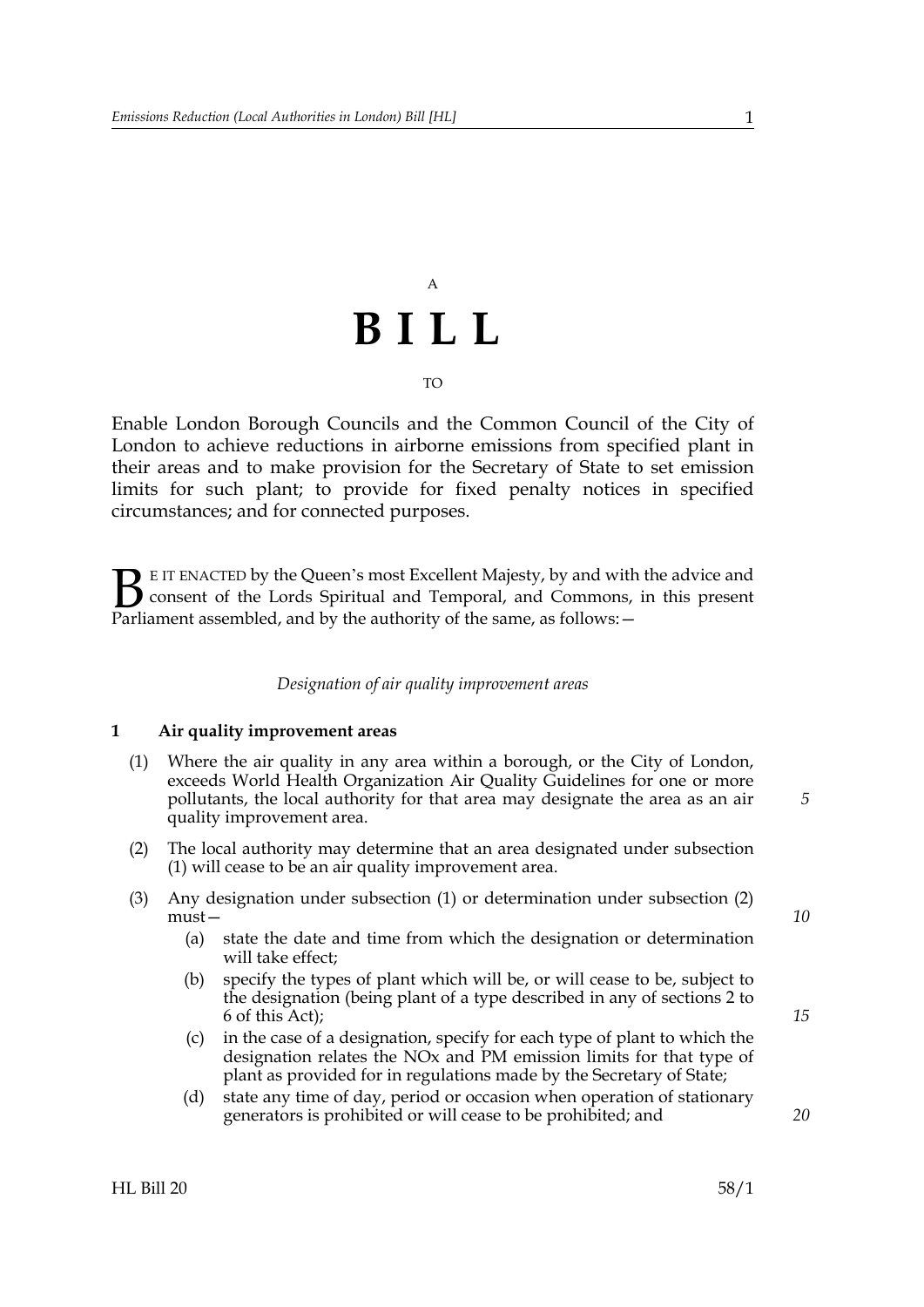A

# BILL

TO

Enable London Borough Councils and the Common Council of the City of London to achieve reductions in airborne emissions from specified plant in their areas and to make provision for the Secretary of State to set emission limits for such plant; to provide for fixed penalty notices in specified circumstances; and for connected purposes.

BE IT ENACTED by the Queen's most Excellent Majesty, by and with the advice and consent of the Lords Spiritual and Temporal, and Commons, in this present Parliament assembled, and by the authority of the same, as follows:—

*Designation of air quality improvement areas*

**1 Air quality improvement areas**

(1) Where the air quality in any area within a borough, or the City of London, exceeds World Health Organization Air Quality Guidelines for one or more pollutants, the local authority for that area may designate the area as an air quality improvement area.

(2) The local authority may determine that an area designated under subsection (1) will cease to be an air quality improvement area.

(3) Any designation under subsection (1) or determination under subsection (2) must—

- (a) state the date and time from which the designation or determination will take effect;
- (b) specify the types of plant which will be, or will cease to be, subject to the designation (being plant of a type described in any of sections 2 to 6 of this Act);
- (c) in the case of a designation, specify for each type of plant to which the designation relates the NOx and PM emission limits for that type of plant as provided for in regulations made by the Secretary of State;
- (d) state any time of day, period or occasion when operation of stationary generators is prohibited or will cease to be prohibited; and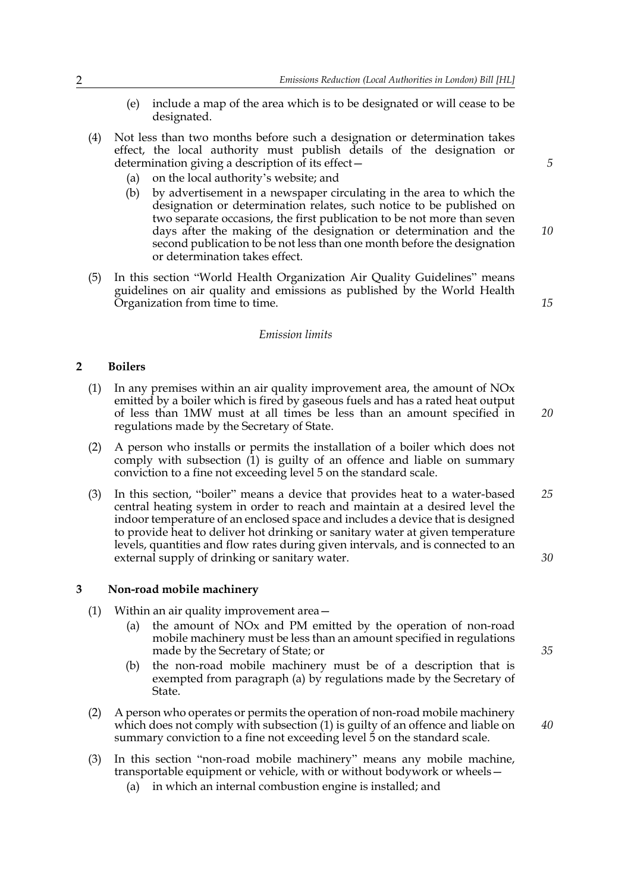(e) include a map of the area which is to be designated or will cease to be designated.

(4) Not less than two months before such a designation or determination takes effect, the local authority must publish details of the designation or determination giving a description of its effect—

(a) on the local authority's website; and

(b) by advertisement in a newspaper circulating in the area to which the designation or determination relates, such notice to be published on two separate occasions, the first publication to be not more than seven days after the making of the designation or determination and the second publication to be not less than one month before the designation or determination takes effect.

(5) In this section "World Health Organization Air Quality Guidelines" means guidelines on air quality and emissions as published by the World Health Organization from time to time.

*Emission limits*

## 2 Boilers

(1) In any premises within an air quality improvement area, the amount of NOx emitted by a boiler which is fired by gaseous fuels and has a rated heat output of less than 1MW must at all times be less than an amount specified in regulations made by the Secretary of State.

(2) A person who installs or permits the installation of a boiler which does not comply with subsection (1) is guilty of an offence and liable on summary conviction to a fine not exceeding level 5 on the standard scale.

(3) In this section, "boiler" means a device that provides heat to a water-based central heating system in order to reach and maintain at a desired level the indoor temperature of an enclosed space and includes a device that is designed to provide heat to deliver hot drinking or sanitary water at given temperature levels, quantities and flow rates during given intervals, and is connected to an external supply of drinking or sanitary water.

## 3 Non-road mobile machinery

(1) Within an air quality improvement area—

(a) the amount of NOx and PM emitted by the operation of non-road mobile machinery must be less than an amount specified in regulations made by the Secretary of State; or

(b) the non-road mobile machinery must be of a description that is exempted from paragraph (a) by regulations made by the Secretary of State.

(2) A person who operates or permits the operation of non-road mobile machinery which does not comply with subsection (1) is guilty of an offence and liable on summary conviction to a fine not exceeding level 5 on the standard scale.

(3) In this section "non-road mobile machinery" means any mobile machine, transportable equipment or vehicle, with or without bodywork or wheels—

(a) in which an internal combustion engine is installed; and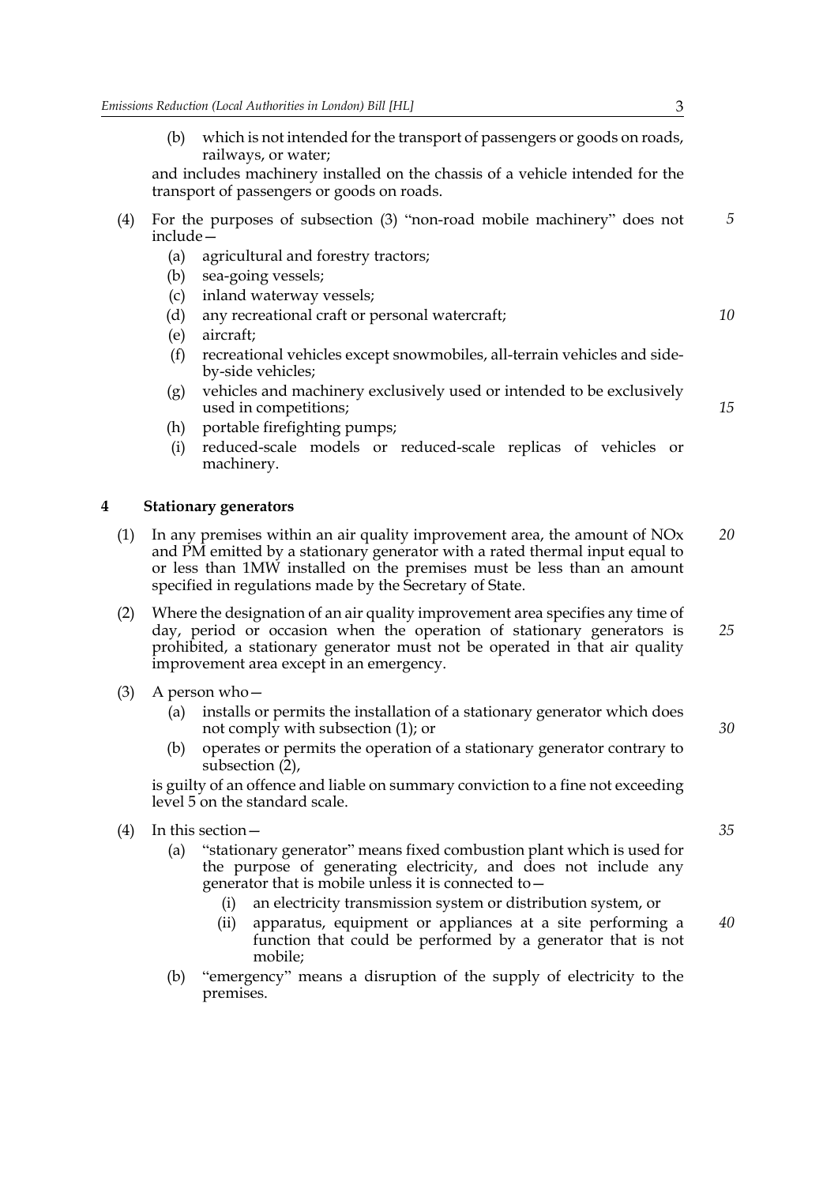(b) which is not intended for the transport of passengers or goods on roads, railways, or water;

and includes machinery installed on the chassis of a vehicle intended for the transport of passengers or goods on roads.

(4) For the purposes of subsection (3) "non-road mobile machinery" does not include—

(a) agricultural and forestry tractors;

(b) sea-going vessels;

(c) inland waterway vessels;

(d) any recreational craft or personal watercraft;

(e) aircraft;

(f) recreational vehicles except snowmobiles, all-terrain vehicles and side-by-side vehicles;

(g) vehicles and machinery exclusively used or intended to be exclusively used in competitions;

(h) portable firefighting pumps;

(i) reduced-scale models or reduced-scale replicas of vehicles or machinery.

## 4 Stationary generators

(1) In any premises within an air quality improvement area, the amount of NOx and PM emitted by a stationary generator with a rated thermal input equal to or less than 1MW installed on the premises must be less than an amount specified in regulations made by the Secretary of State.

(2) Where the designation of an air quality improvement area specifies any time of day, period or occasion when the operation of stationary generators is prohibited, a stationary generator must not be operated in that air quality improvement area except in an emergency.

(3) A person who—

(a) installs or permits the installation of a stationary generator which does not comply with subsection (1); or

(b) operates or permits the operation of a stationary generator contrary to subsection (2),

is guilty of an offence and liable on summary conviction to a fine not exceeding level 5 on the standard scale.

(4) In this section—

(a) "stationary generator" means fixed combustion plant which is used for the purpose of generating electricity, and does not include any generator that is mobile unless it is connected to—

(i) an electricity transmission system or distribution system, or

(ii) apparatus, equipment or appliances at a site performing a function that could be performed by a generator that is not mobile;

(b) "emergency" means a disruption of the supply of electricity to the premises.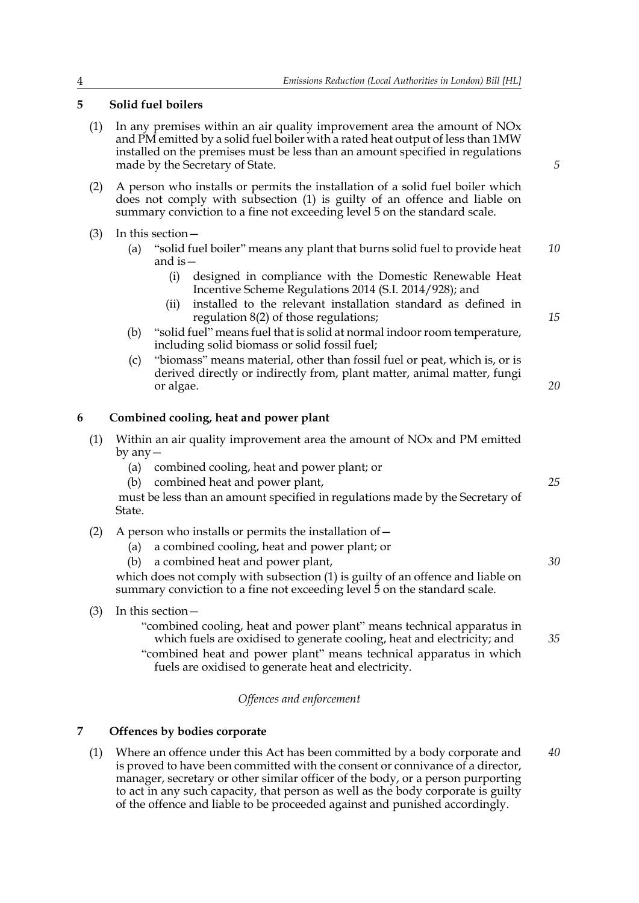## 5 Solid fuel boilers

(1) In any premises within an air quality improvement area the amount of NOx and PM emitted by a solid fuel boiler with a rated heat output of less than 1MW installed on the premises must be less than an amount specified in regulations made by the Secretary of State.

(2) A person who installs or permits the installation of a solid fuel boiler which does not comply with subsection (1) is guilty of an offence and liable on summary conviction to a fine not exceeding level 5 on the standard scale.

(3) In this section—

(a) "solid fuel boiler" means any plant that burns solid fuel to provide heat and is—

(i) designed in compliance with the Domestic Renewable Heat Incentive Scheme Regulations 2014 (S.I. 2014/928); and

(ii) installed to the relevant installation standard as defined in regulation 8(2) of those regulations;

(b) "solid fuel" means fuel that is solid at normal indoor room temperature, including solid biomass or solid fossil fuel;

(c) "biomass" means material, other than fossil fuel or peat, which is, or is derived directly or indirectly from, plant matter, animal matter, fungi or algae.

## 6 Combined cooling, heat and power plant

(1) Within an air quality improvement area the amount of NOx and PM emitted by any—

(a) combined cooling, heat and power plant; or

(b) combined heat and power plant,

must be less than an amount specified in regulations made by the Secretary of State.

(2) A person who installs or permits the installation of—

(a) a combined cooling, heat and power plant; or

(b) a combined heat and power plant,

which does not comply with subsection (1) is guilty of an offence and liable on summary conviction to a fine not exceeding level 5 on the standard scale.

(3) In this section—

"combined cooling, heat and power plant" means technical apparatus in which fuels are oxidised to generate cooling, heat and electricity; and

"combined heat and power plant" means technical apparatus in which fuels are oxidised to generate heat and electricity.

*Offences and enforcement*

## 7 Offences by bodies corporate

(1) Where an offence under this Act has been committed by a body corporate and is proved to have been committed with the consent or connivance of a director, manager, secretary or other similar officer of the body, or a person purporting to act in any such capacity, that person as well as the body corporate is guilty of the offence and liable to be proceeded against and punished accordingly.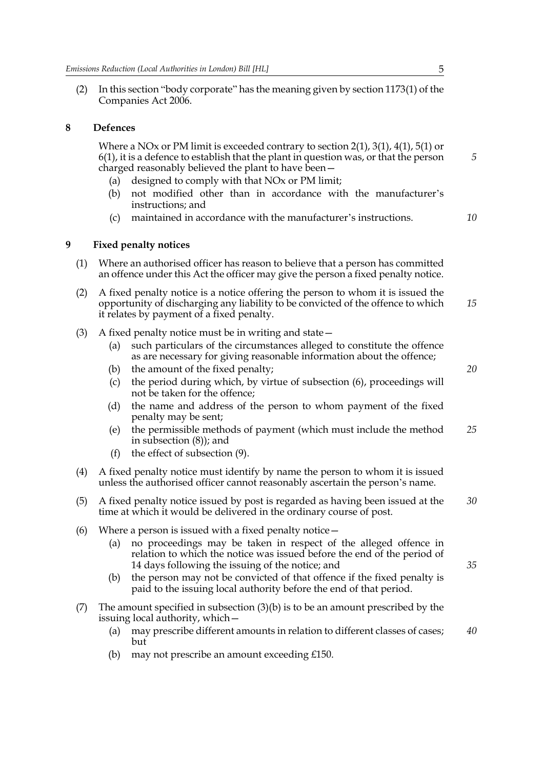(2) In this section "body corporate" has the meaning given by section 1173(1) of the Companies Act 2006.

## 8 Defences

Where a NOx or PM limit is exceeded contrary to section 2(1), 3(1), 4(1), 5(1) or 6(1), it is a defence to establish that the plant in question was, or that the person charged reasonably believed the plant to have been—

- (a) designed to comply with that NOx or PM limit;
- (b) not modified other than in accordance with the manufacturer's instructions; and
- (c) maintained in accordance with the manufacturer's instructions.

## 9 Fixed penalty notices

(1) Where an authorised officer has reason to believe that a person has committed an offence under this Act the officer may give the person a fixed penalty notice.

(2) A fixed penalty notice is a notice offering the person to whom it is issued the opportunity of discharging any liability to be convicted of the offence to which it relates by payment of a fixed penalty.

(3) A fixed penalty notice must be in writing and state—

- (a) such particulars of the circumstances alleged to constitute the offence as are necessary for giving reasonable information about the offence;
- (b) the amount of the fixed penalty;
- (c) the period during which, by virtue of subsection (6), proceedings will not be taken for the offence;
- (d) the name and address of the person to whom payment of the fixed penalty may be sent;
- (e) the permissible methods of payment (which must include the method in subsection (8)); and
- (f) the effect of subsection (9).

(4) A fixed penalty notice must identify by name the person to whom it is issued unless the authorised officer cannot reasonably ascertain the person's name.

(5) A fixed penalty notice issued by post is regarded as having been issued at the time at which it would be delivered in the ordinary course of post.

(6) Where a person is issued with a fixed penalty notice—

- (a) no proceedings may be taken in respect of the alleged offence in relation to which the notice was issued before the end of the period of 14 days following the issuing of the notice; and
- (b) the person may not be convicted of that offence if the fixed penalty is paid to the issuing local authority before the end of that period.

(7) The amount specified in subsection (3)(b) is to be an amount prescribed by the issuing local authority, which—

- (a) may prescribe different amounts in relation to different classes of cases; but
- (b) may not prescribe an amount exceeding £150.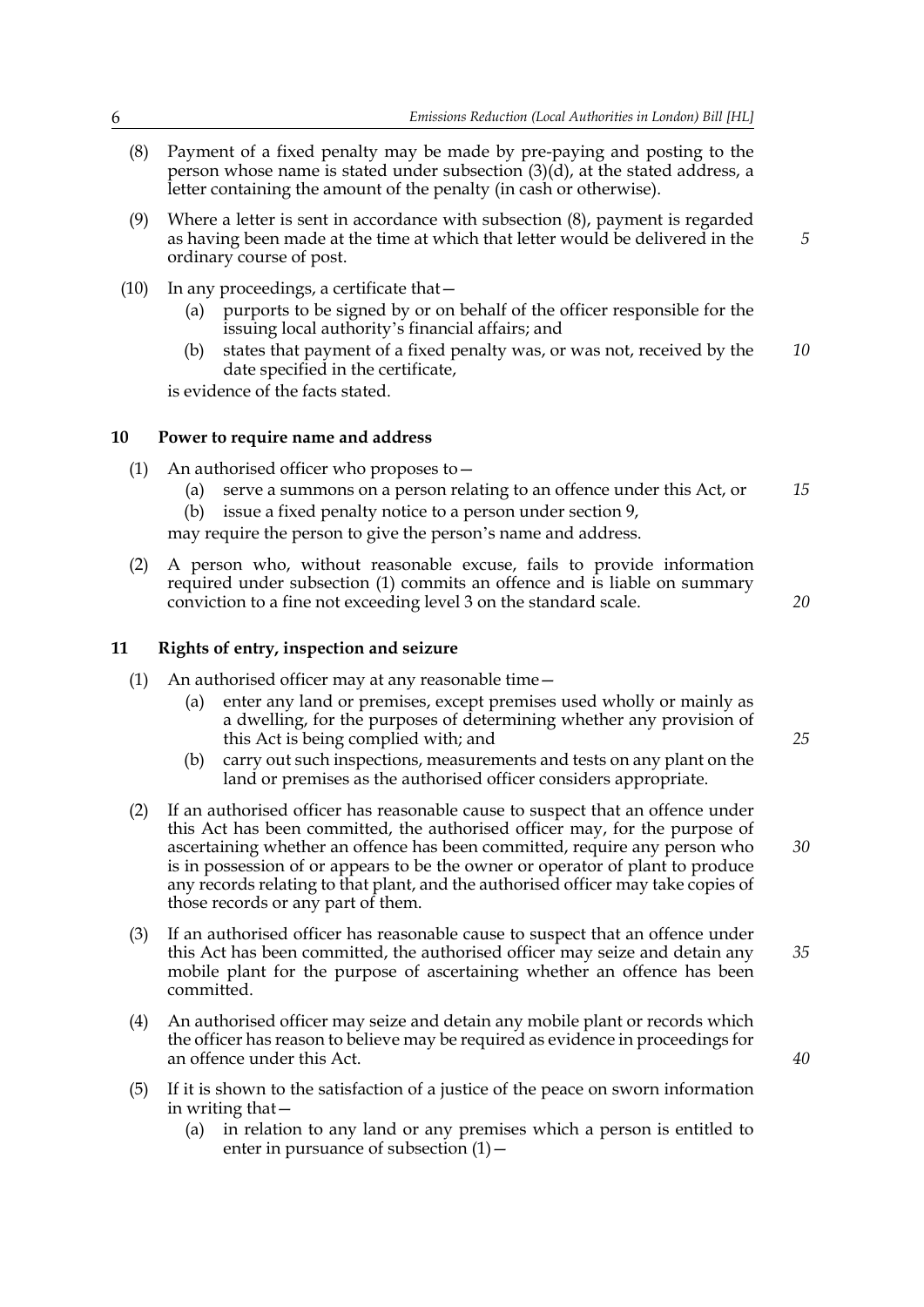(8) Payment of a fixed penalty may be made by pre-paying and posting to the person whose name is stated under subsection (3)(d), at the stated address, a letter containing the amount of the penalty (in cash or otherwise).

(9) Where a letter is sent in accordance with subsection (8), payment is regarded as having been made at the time at which that letter would be delivered in the ordinary course of post.

(10) In any proceedings, a certificate that—

(a) purports to be signed by or on behalf of the officer responsible for the issuing local authority's financial affairs; and

(b) states that payment of a fixed penalty was, or was not, received by the date specified in the certificate,

is evidence of the facts stated.

## 10 Power to require name and address

(1) An authorised officer who proposes to—

(a) serve a summons on a person relating to an offence under this Act, or

(b) issue a fixed penalty notice to a person under section 9,

may require the person to give the person's name and address.

(2) A person who, without reasonable excuse, fails to provide information required under subsection (1) commits an offence and is liable on summary conviction to a fine not exceeding level 3 on the standard scale.

## 11 Rights of entry, inspection and seizure

(1) An authorised officer may at any reasonable time—

(a) enter any land or premises, except premises used wholly or mainly as a dwelling, for the purposes of determining whether any provision of this Act is being complied with; and

(b) carry out such inspections, measurements and tests on any plant on the land or premises as the authorised officer considers appropriate.

(2) If an authorised officer has reasonable cause to suspect that an offence under this Act has been committed, the authorised officer may, for the purpose of ascertaining whether an offence has been committed, require any person who is in possession of or appears to be the owner or operator of plant to produce any records relating to that plant, and the authorised officer may take copies of those records or any part of them.

(3) If an authorised officer has reasonable cause to suspect that an offence under this Act has been committed, the authorised officer may seize and detain any mobile plant for the purpose of ascertaining whether an offence has been committed.

(4) An authorised officer may seize and detain any mobile plant or records which the officer has reason to believe may be required as evidence in proceedings for an offence under this Act.

(5) If it is shown to the satisfaction of a justice of the peace on sworn information in writing that—

(a) in relation to any land or any premises which a person is entitled to enter in pursuance of subsection (1)—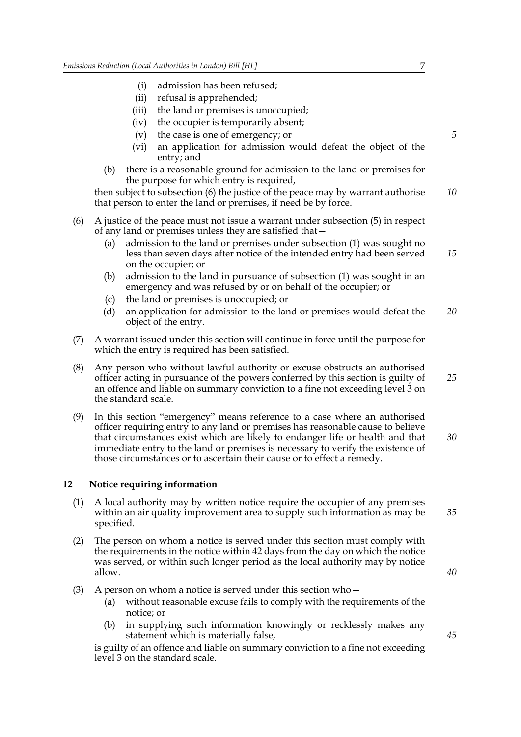(i) admission has been refused;
   (ii) refusal is apprehended;
   (iii) the land or premises is unoccupied;
   (iv) the occupier is temporarily absent;
   (v) the case is one of emergency; or
   (vi) an application for admission would defeat the object of the entry; and

(b) there is a reasonable ground for admission to the land or premises for the purpose for which entry is required,

then subject to subsection (6) the justice of the peace may by warrant authorise that person to enter the land or premises, if need be by force.

(6) A justice of the peace must not issue a warrant under subsection (5) in respect of any land or premises unless they are satisfied that—
   (a) admission to the land or premises under subsection (1) was sought no less than seven days after notice of the intended entry had been served on the occupier; or
   (b) admission to the land in pursuance of subsection (1) was sought in an emergency and was refused by or on behalf of the occupier; or
   (c) the land or premises is unoccupied; or
   (d) an application for admission to the land or premises would defeat the object of the entry.

(7) A warrant issued under this section will continue in force until the purpose for which the entry is required has been satisfied.

(8) Any person who without lawful authority or excuse obstructs an authorised officer acting in pursuance of the powers conferred by this section is guilty of an offence and liable on summary conviction to a fine not exceeding level 3 on the standard scale.

(9) In this section "emergency" means reference to a case where an authorised officer requiring entry to any land or premises has reasonable cause to believe that circumstances exist which are likely to endanger life or health and that immediate entry to the land or premises is necessary to verify the existence of those circumstances or to ascertain their cause or to effect a remedy.

## 12 Notice requiring information

(1) A local authority may by written notice require the occupier of any premises within an air quality improvement area to supply such information as may be specified.

(2) The person on whom a notice is served under this section must comply with the requirements in the notice within 42 days from the day on which the notice was served, or within such longer period as the local authority may by notice allow.

(3) A person on whom a notice is served under this section who—
   (a) without reasonable excuse fails to comply with the requirements of the notice; or
   (b) in supplying such information knowingly or recklessly makes any statement which is materially false,

is guilty of an offence and liable on summary conviction to a fine not exceeding level 3 on the standard scale.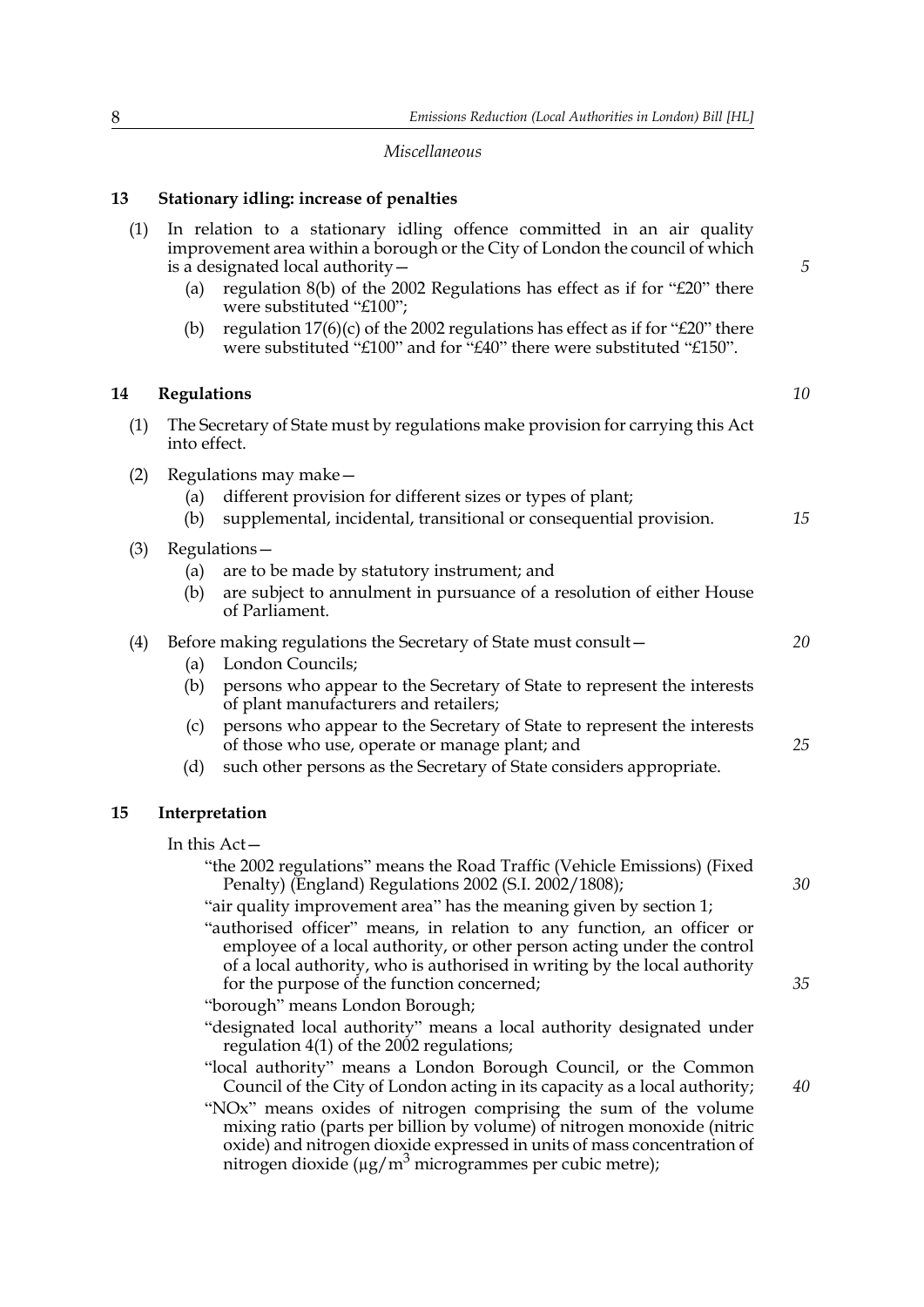*Miscellaneous*

**13 Stationary idling: increase of penalties**

(1) In relation to a stationary idling offence committed in an air quality improvement area within a borough or the City of London the council of which is a designated local authority—

(a) regulation 8(b) of the 2002 Regulations has effect as if for "£20" there were substituted "£100";

(b) regulation 17(6)(c) of the 2002 regulations has effect as if for "£20" there were substituted "£100" and for "£40" there were substituted "£150".

**14 Regulations**

(1) The Secretary of State must by regulations make provision for carrying this Act into effect.

(2) Regulations may make—

(a) different provision for different sizes or types of plant;

(b) supplemental, incidental, transitional or consequential provision.

(3) Regulations—

(a) are to be made by statutory instrument; and

(b) are subject to annulment in pursuance of a resolution of either House of Parliament.

(4) Before making regulations the Secretary of State must consult—

(a) London Councils;

(b) persons who appear to the Secretary of State to represent the interests of plant manufacturers and retailers;

(c) persons who appear to the Secretary of State to represent the interests of those who use, operate or manage plant; and

(d) such other persons as the Secretary of State considers appropriate.

**15 Interpretation**

In this Act—

"the 2002 regulations" means the Road Traffic (Vehicle Emissions) (Fixed Penalty) (England) Regulations 2002 (S.I. 2002/1808);

"air quality improvement area" has the meaning given by section 1;

"authorised officer" means, in relation to any function, an officer or employee of a local authority, or other person acting under the control of a local authority, who is authorised in writing by the local authority for the purpose of the function concerned;

"borough" means London Borough;

"designated local authority" means a local authority designated under regulation 4(1) of the 2002 regulations;

"local authority" means a London Borough Council, or the Common Council of the City of London acting in its capacity as a local authority;

"NOx" means oxides of nitrogen comprising the sum of the volume mixing ratio (parts per billion by volume) of nitrogen monoxide (nitric oxide) and nitrogen dioxide expressed in units of mass concentration of nitrogen dioxide ($\mu g/m^3$ microgrammes per cubic metre);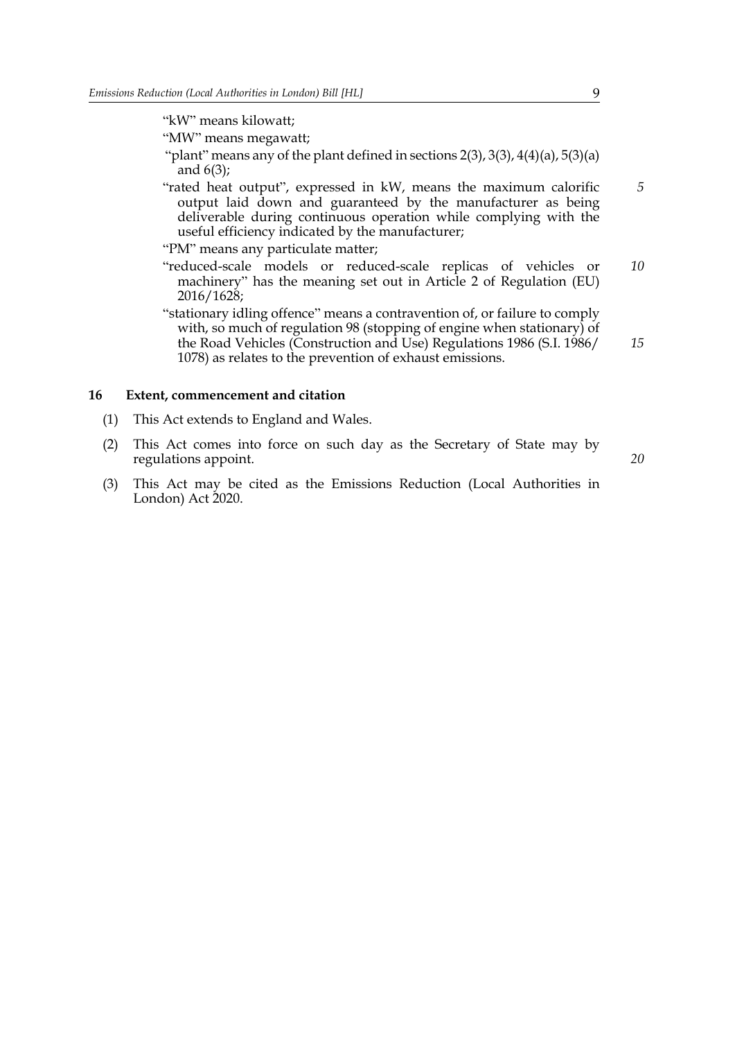"kW" means kilowatt;

"MW" means megawatt;

"plant" means any of the plant defined in sections 2(3), 3(3), 4(4)(a), 5(3)(a) and 6(3);

"rated heat output", expressed in kW, means the maximum calorific output laid down and guaranteed by the manufacturer as being deliverable during continuous operation while complying with the useful efficiency indicated by the manufacturer;

"PM" means any particulate matter;

"reduced-scale models or reduced-scale replicas of vehicles or machinery" has the meaning set out in Article 2 of Regulation (EU) 2016/1628;

"stationary idling offence" means a contravention of, or failure to comply with, so much of regulation 98 (stopping of engine when stationary) of the Road Vehicles (Construction and Use) Regulations 1986 (S.I. 1986/1078) as relates to the prevention of exhaust emissions.

## 16 Extent, commencement and citation

(1) This Act extends to England and Wales.

(2) This Act comes into force on such day as the Secretary of State may by regulations appoint.

(3) This Act may be cited as the Emissions Reduction (Local Authorities in London) Act 2020.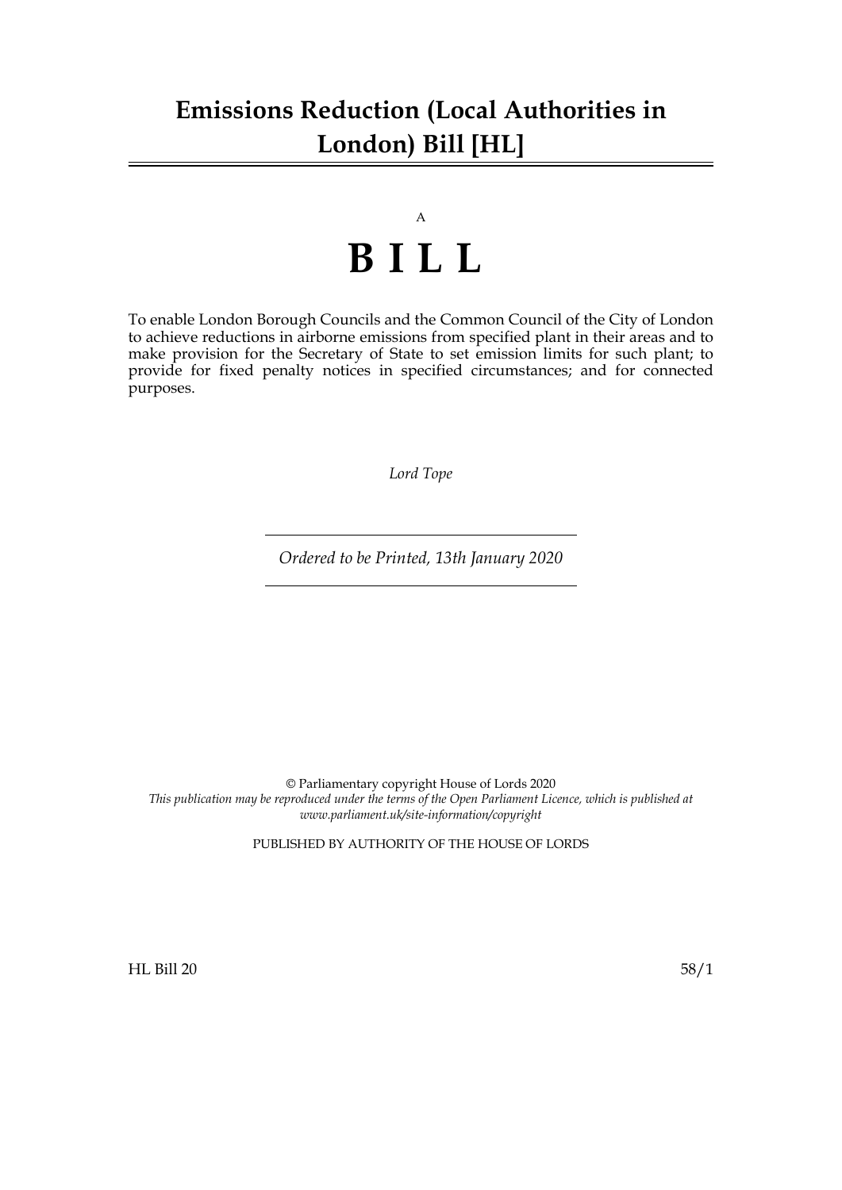# Emissions Reduction (Local Authorities in London) Bill [HL]

A

# B I L L

To enable London Borough Councils and the Common Council of the City of London to achieve reductions in airborne emissions from specified plant in their areas and to make provision for the Secretary of State to set emission limits for such plant; to provide for fixed penalty notices in specified circumstances; and for connected purposes.

*Lord Tope*

---

*Ordered to be Printed, 13th January 2020*

---

© Parliamentary copyright House of Lords 2020
*This publication may be reproduced under the terms of the Open Parliament Licence, which is published at www.parliament.uk/site-information/copyright*

PUBLISHED BY AUTHORITY OF THE HOUSE OF LORDS

HL Bill 20 58/1